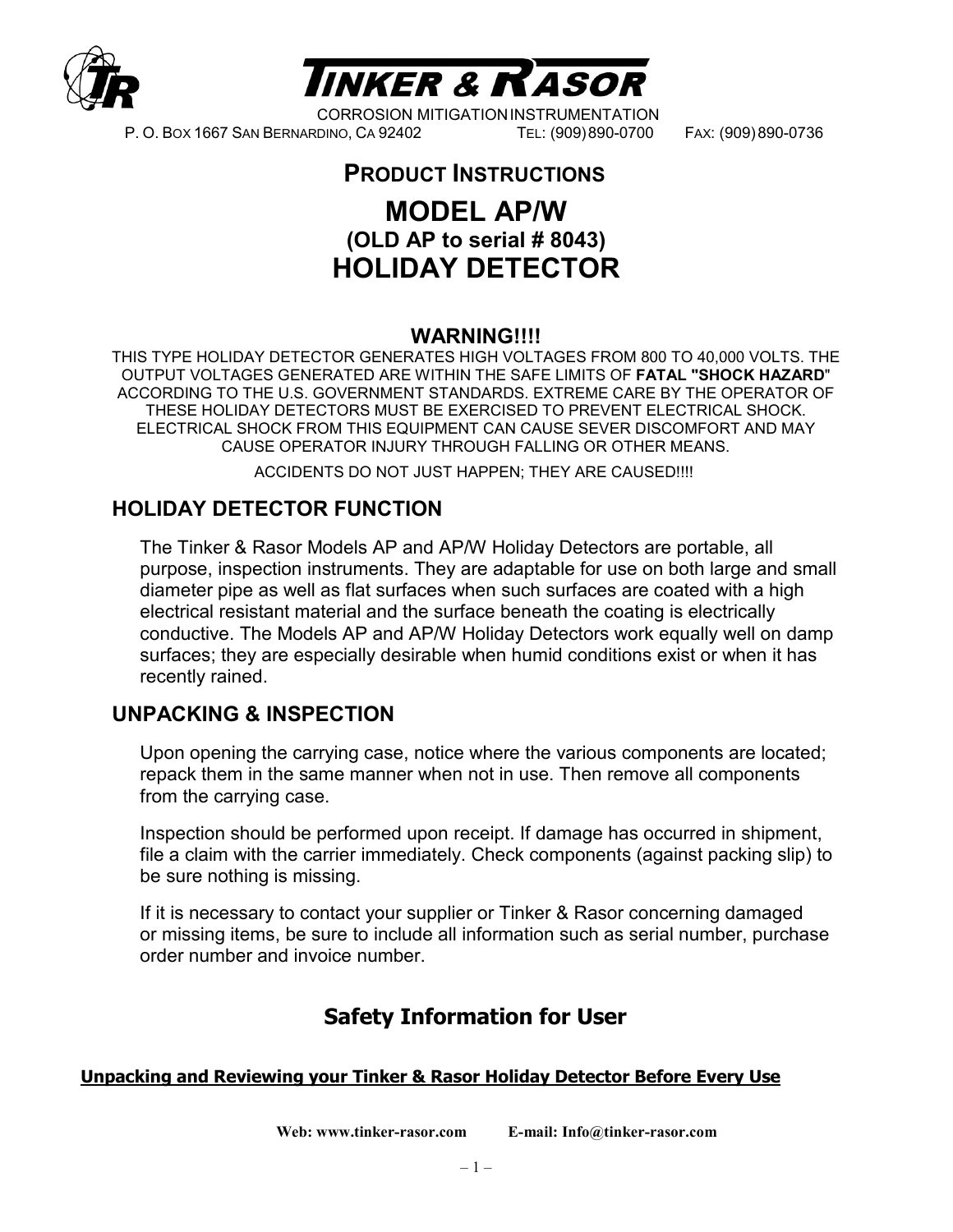# TINKER & RASOR

CORROSION MITIGATION INSTRUMENTATION

P. O. BOX 1667 SAN BERNARDINO, CA 92402 TEL: (909) 890-0700 FAX: (909) 890-0736

## PRODUCT INSTRUCTIONS

# MODEL AP/W
### (OLD AP to serial # 8043)
# HOLIDAY DETECTOR

### WARNING!!!!

THIS TYPE HOLIDAY DETECTOR GENERATES HIGH VOLTAGES FROM 800 TO 40,000 VOLTS. THE OUTPUT VOLTAGES GENERATED ARE WITHIN THE SAFE LIMITS OF **FATAL "SHOCK HAZARD"** ACCORDING TO THE U.S. GOVERNMENT STANDARDS. EXTREME CARE BY THE OPERATOR OF THESE HOLIDAY DETECTORS MUST BE EXERCISED TO PREVENT ELECTRICAL SHOCK. ELECTRICAL SHOCK FROM THIS EQUIPMENT CAN CAUSE SEVER DISCOMFORT AND MAY CAUSE OPERATOR INJURY THROUGH FALLING OR OTHER MEANS.

ACCIDENTS DO NOT JUST HAPPEN; THEY ARE CAUSED!!!!

## HOLIDAY DETECTOR FUNCTION

The Tinker & Rasor Models AP and AP/W Holiday Detectors are portable, all purpose, inspection instruments. They are adaptable for use on both large and small diameter pipe as well as flat surfaces when such surfaces are coated with a high electrical resistant material and the surface beneath the coating is electrically conductive. The Models AP and AP/W Holiday Detectors work equally well on damp surfaces; they are especially desirable when humid conditions exist or when it has recently rained.

## UNPACKING & INSPECTION

Upon opening the carrying case, notice where the various components are located; repack them in the same manner when not in use. Then remove all components from the carrying case.

Inspection should be performed upon receipt. If damage has occurred in shipment, file a claim with the carrier immediately. Check components (against packing slip) to be sure nothing is missing.

If it is necessary to contact your supplier or Tinker & Rasor concerning damaged or missing items, be sure to include all information such as serial number, purchase order number and invoice number.

## Safety Information for User

**Unpacking and Reviewing your Tinker & Rasor Holiday Detector Before Every Use**

**Web: www.tinker-rasor.com E-mail: Info@tinker-rasor.com**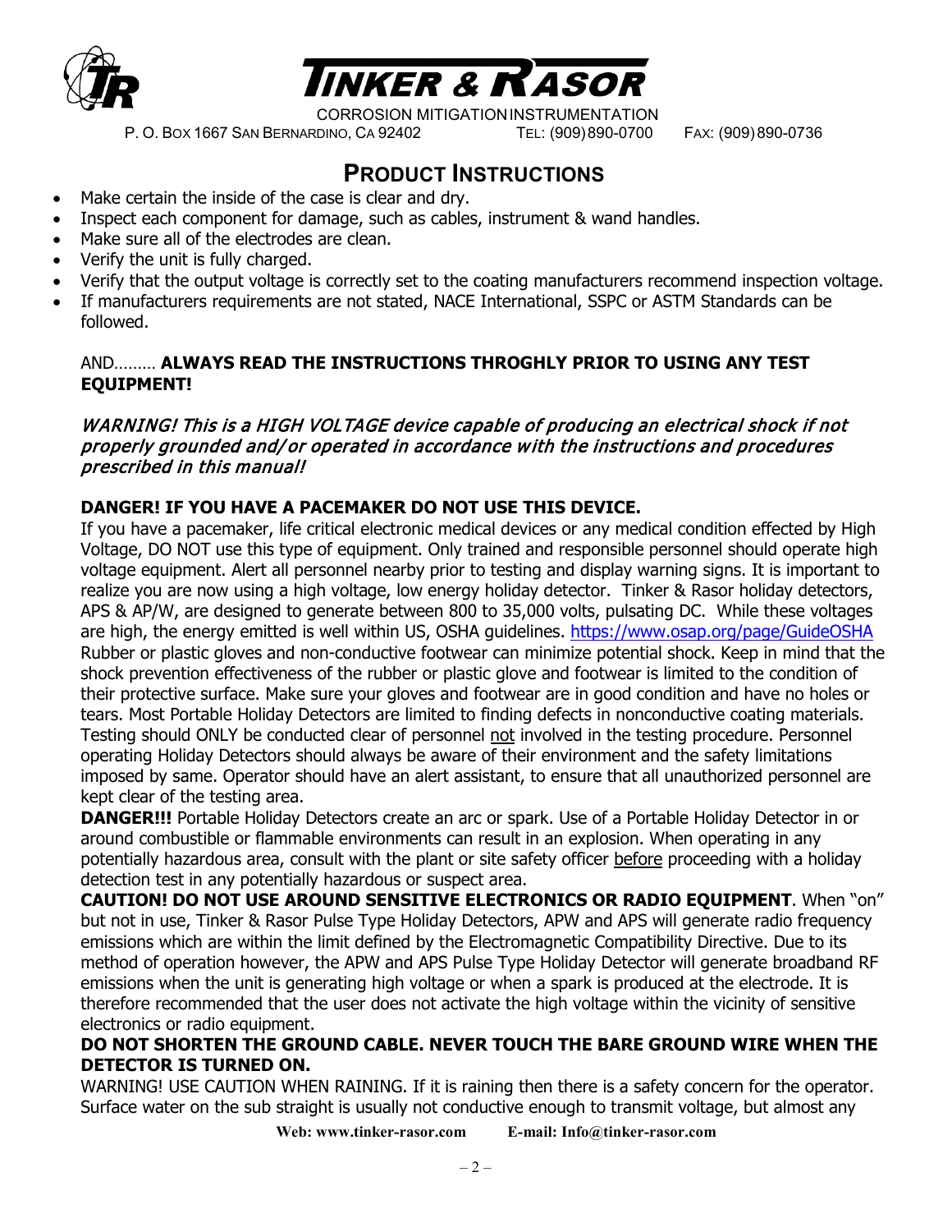# PRODUCT INSTRUCTIONS

- Make certain the inside of the case is clear and dry.
- Inspect each component for damage, such as cables, instrument & wand handles.
- Make sure all of the electrodes are clean.
- Verify the unit is fully charged.
- Verify that the output voltage is correctly set to the coating manufacturers recommend inspection voltage.
- If manufacturers requirements are not stated, NACE International, SSPC or ASTM Standards can be followed.

AND……… **ALWAYS READ THE INSTRUCTIONS THROGHLY PRIOR TO USING ANY TEST EQUIPMENT!**

*WARNING! This is a HIGH VOLTAGE device capable of producing an electrical shock if not properly grounded and/or operated in accordance with the instructions and procedures prescribed in this manual!*

**DANGER! IF YOU HAVE A PACEMAKER DO NOT USE THIS DEVICE.**

If you have a pacemaker, life critical electronic medical devices or any medical condition effected by High Voltage, DO NOT use this type of equipment. Only trained and responsible personnel should operate high voltage equipment. Alert all personnel nearby prior to testing and display warning signs. It is important to realize you are now using a high voltage, low energy holiday detector. Tinker & Rasor holiday detectors, APS & AP/W, are designed to generate between 800 to 35,000 volts, pulsating DC. While these voltages are high, the energy emitted is well within US, OSHA guidelines. https://www.osap.org/page/GuideOSHA Rubber or plastic gloves and non-conductive footwear can minimize potential shock. Keep in mind that the shock prevention effectiveness of the rubber or plastic glove and footwear is limited to the condition of their protective surface. Make sure your gloves and footwear are in good condition and have no holes or tears. Most Portable Holiday Detectors are limited to finding defects in nonconductive coating materials. Testing should ONLY be conducted clear of personnel not involved in the testing procedure. Personnel operating Holiday Detectors should always be aware of their environment and the safety limitations imposed by same. Operator should have an alert assistant, to ensure that all unauthorized personnel are kept clear of the testing area.

**DANGER!!!** Portable Holiday Detectors create an arc or spark. Use of a Portable Holiday Detector in or around combustible or flammable environments can result in an explosion. When operating in any potentially hazardous area, consult with the plant or site safety officer before proceeding with a holiday detection test in any potentially hazardous or suspect area.

**CAUTION! DO NOT USE AROUND SENSITIVE ELECTRONICS OR RADIO EQUIPMENT**. When "on" but not in use, Tinker & Rasor Pulse Type Holiday Detectors, APW and APS will generate radio frequency emissions which are within the limit defined by the Electromagnetic Compatibility Directive. Due to its method of operation however, the APW and APS Pulse Type Holiday Detector will generate broadband RF emissions when the unit is generating high voltage or when a spark is produced at the electrode. It is therefore recommended that the user does not activate the high voltage within the vicinity of sensitive electronics or radio equipment.

**DO NOT SHORTEN THE GROUND CABLE. NEVER TOUCH THE BARE GROUND WIRE WHEN THE DETECTOR IS TURNED ON.**

WARNING! USE CAUTION WHEN RAINING. If it is raining then there is a safety concern for the operator. Surface water on the sub straight is usually not conductive enough to transmit voltage, but almost any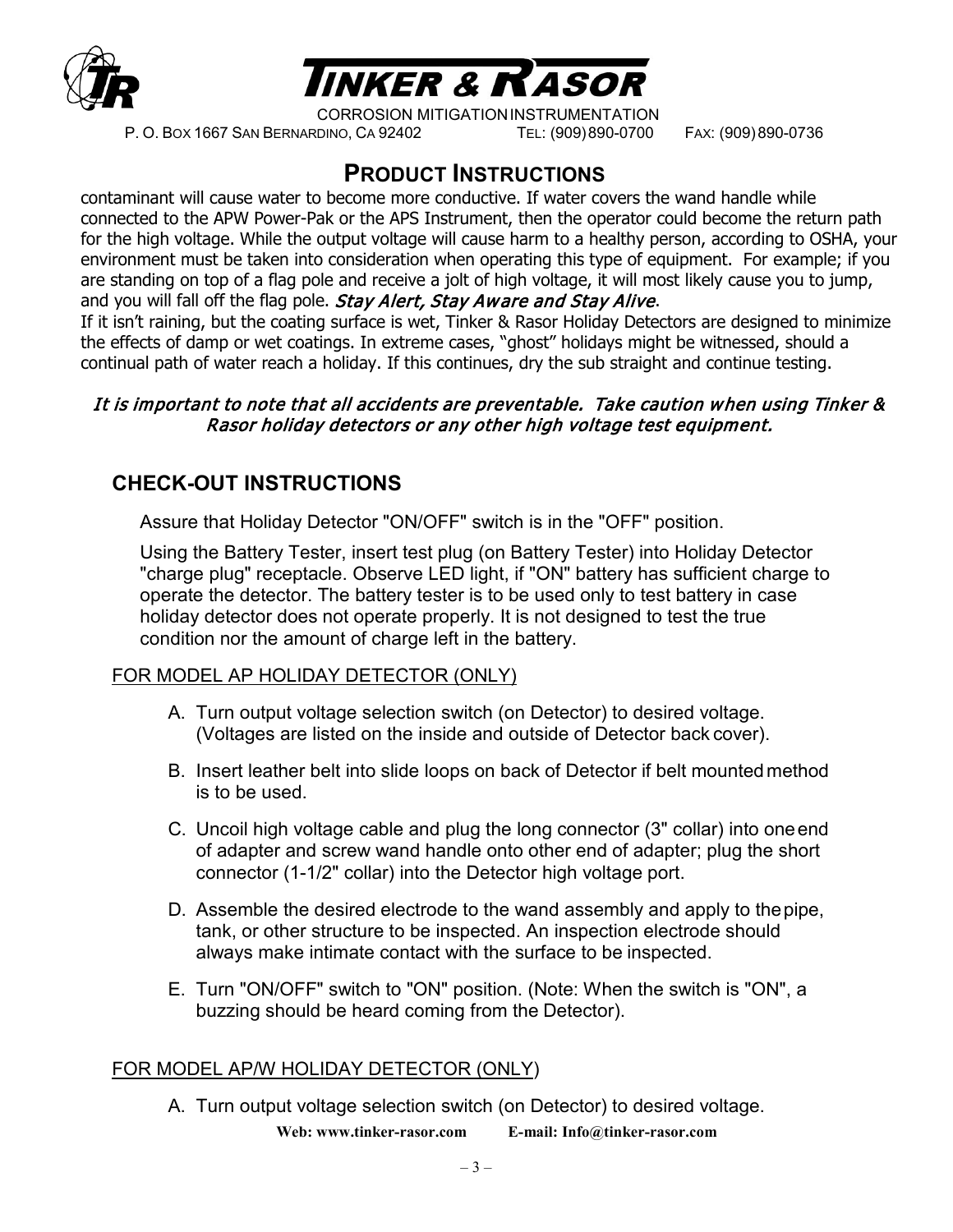# PRODUCT INSTRUCTIONS

contaminant will cause water to become more conductive. If water covers the wand handle while connected to the APW Power-Pak or the APS Instrument, then the operator could become the return path for the high voltage. While the output voltage will cause harm to a healthy person, according to OSHA, your environment must be taken into consideration when operating this type of equipment. For example; if you are standing on top of a flag pole and receive a jolt of high voltage, it will most likely cause you to jump, and you will fall off the flag pole. *Stay Alert, Stay Aware and Stay Alive*.

If it isn't raining, but the coating surface is wet, Tinker & Rasor Holiday Detectors are designed to minimize the effects of damp or wet coatings. In extreme cases, "ghost" holidays might be witnessed, should a continual path of water reach a holiday. If this continues, dry the sub straight and continue testing.

*It is important to note that all accidents are preventable. Take caution when using Tinker & Rasor holiday detectors or any other high voltage test equipment.*

## CHECK-OUT INSTRUCTIONS

Assure that Holiday Detector "ON/OFF" switch is in the "OFF" position.

Using the Battery Tester, insert test plug (on Battery Tester) into Holiday Detector "charge plug" receptacle. Observe LED light, if "ON" battery has sufficient charge to operate the detector. The battery tester is to be used only to test battery in case holiday detector does not operate properly. It is not designed to test the true condition nor the amount of charge left in the battery.

FOR MODEL AP HOLIDAY DETECTOR (ONLY)

A. Turn output voltage selection switch (on Detector) to desired voltage. (Voltages are listed on the inside and outside of Detector back cover).

B. Insert leather belt into slide loops on back of Detector if belt mounted method is to be used.

C. Uncoil high voltage cable and plug the long connector (3" collar) into one end of adapter and screw wand handle onto other end of adapter; plug the short connector (1-1/2" collar) into the Detector high voltage port.

D. Assemble the desired electrode to the wand assembly and apply to the pipe, tank, or other structure to be inspected. An inspection electrode should always make intimate contact with the surface to be inspected.

E. Turn "ON/OFF" switch to "ON" position. (Note: When the switch is "ON", a buzzing should be heard coming from the Detector).

FOR MODEL AP/W HOLIDAY DETECTOR (ONLY)

A. Turn output voltage selection switch (on Detector) to desired voltage.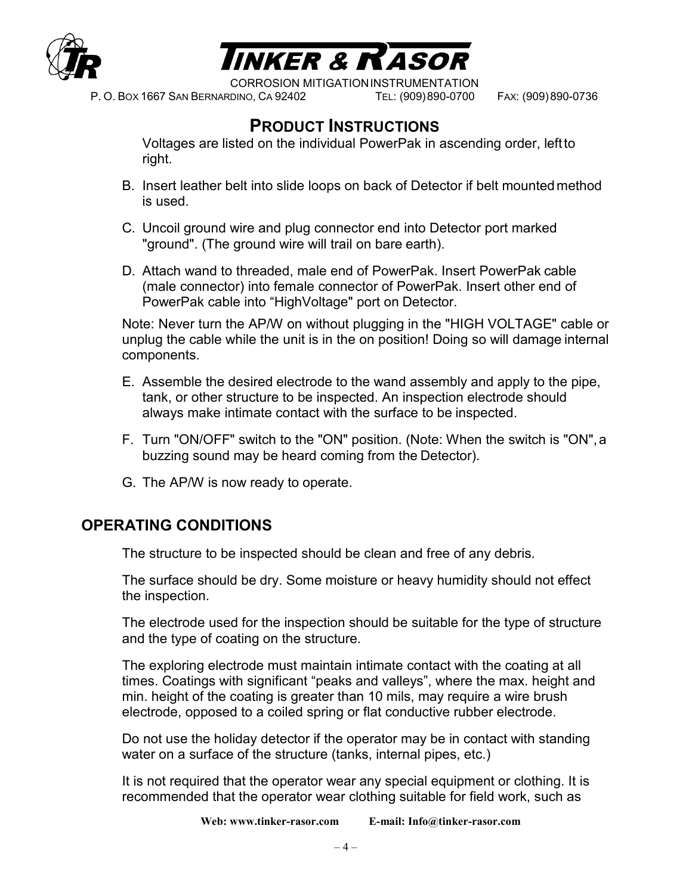## PRODUCT INSTRUCTIONS

Voltages are listed on the individual PowerPak in ascending order, left to right.

B. Insert leather belt into slide loops on back of Detector if belt mounted method is used.

C. Uncoil ground wire and plug connector end into Detector port marked "ground". (The ground wire will trail on bare earth).

D. Attach wand to threaded, male end of PowerPak. Insert PowerPak cable (male connector) into female connector of PowerPak. Insert other end of PowerPak cable into “HighVoltage" port on Detector.

Note: Never turn the AP/W on without plugging in the "HIGH VOLTAGE" cable or unplug the cable while the unit is in the on position! Doing so will damage internal components.

E. Assemble the desired electrode to the wand assembly and apply to the pipe, tank, or other structure to be inspected. An inspection electrode should always make intimate contact with the surface to be inspected.

F. Turn "ON/OFF" switch to the "ON" position. (Note: When the switch is "ON", a buzzing sound may be heard coming from the Detector).

G. The AP/W is now ready to operate.

## OPERATING CONDITIONS

The structure to be inspected should be clean and free of any debris.

The surface should be dry. Some moisture or heavy humidity should not effect the inspection.

The electrode used for the inspection should be suitable for the type of structure and the type of coating on the structure.

The exploring electrode must maintain intimate contact with the coating at all times. Coatings with significant “peaks and valleys”, where the max. height and min. height of the coating is greater than 10 mils, may require a wire brush electrode, opposed to a coiled spring or flat conductive rubber electrode.

Do not use the holiday detector if the operator may be in contact with standing water on a surface of the structure (tanks, internal pipes, etc.)

It is not required that the operator wear any special equipment or clothing. It is recommended that the operator wear clothing suitable for field work, such as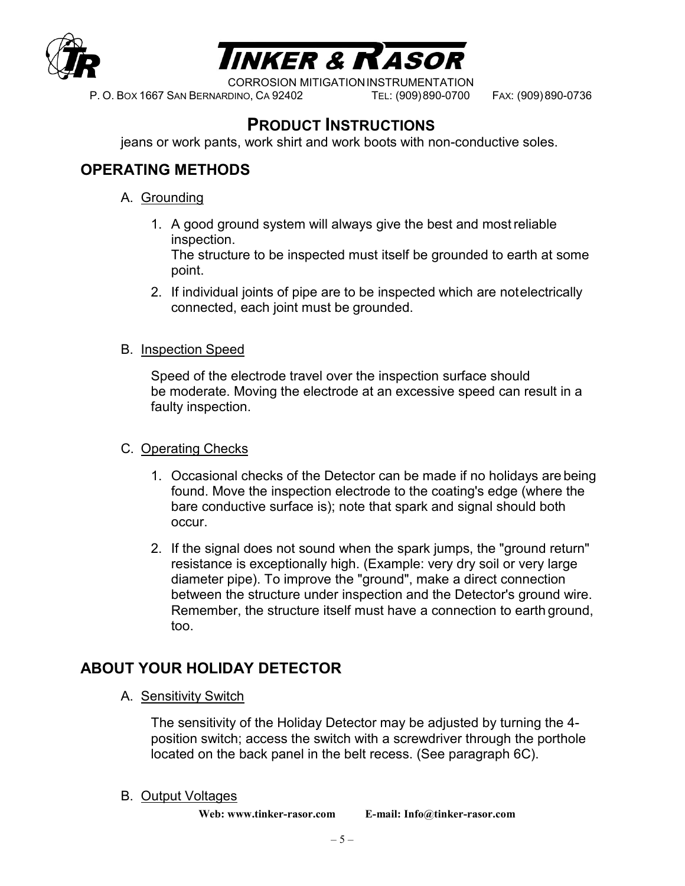## PRODUCT INSTRUCTIONS

jeans or work pants, work shirt and work boots with non-conductive soles.

## OPERATING METHODS

A. Grounding

1. A good ground system will always give the best and most reliable inspection.
   The structure to be inspected must itself be grounded to earth at some point.
2. If individual joints of pipe are to be inspected which are not electrically connected, each joint must be grounded.

B. Inspection Speed

Speed of the electrode travel over the inspection surface should be moderate. Moving the electrode at an excessive speed can result in a faulty inspection.

C. Operating Checks

1. Occasional checks of the Detector can be made if no holidays are being found. Move the inspection electrode to the coating's edge (where the bare conductive surface is); note that spark and signal should both occur.
2. If the signal does not sound when the spark jumps, the "ground return" resistance is exceptionally high. (Example: very dry soil or very large diameter pipe). To improve the "ground", make a direct connection between the structure under inspection and the Detector's ground wire. Remember, the structure itself must have a connection to earth ground, too.

## ABOUT YOUR HOLIDAY DETECTOR

A. Sensitivity Switch

The sensitivity of the Holiday Detector may be adjusted by turning the 4-position switch; access the switch with a screwdriver through the porthole located on the back panel in the belt recess. (See paragraph 6C).

B. Output Voltages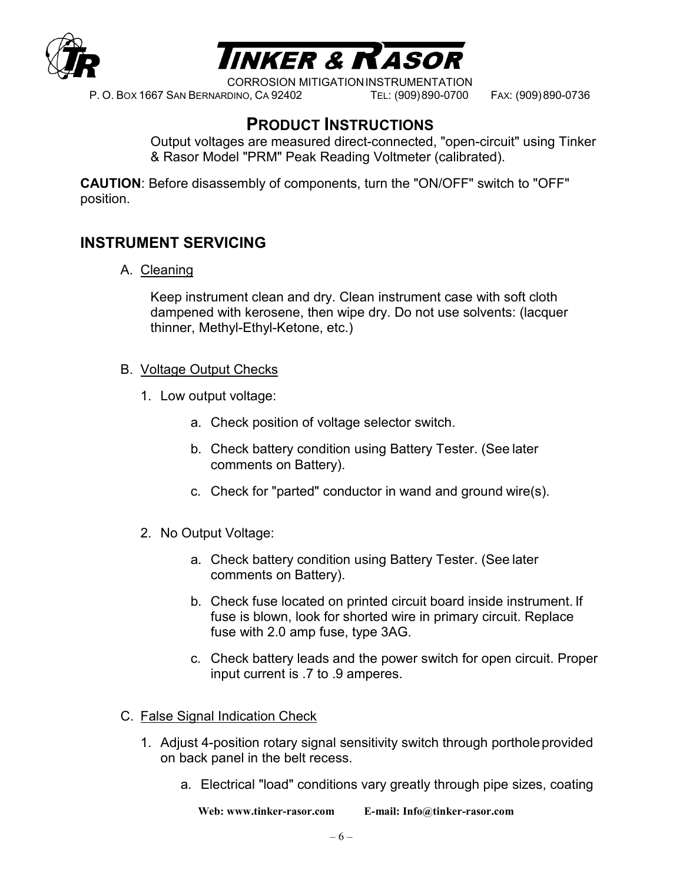## PRODUCT INSTRUCTIONS

Output voltages are measured direct-connected, "open-circuit" using Tinker & Rasor Model "PRM" Peak Reading Voltmeter (calibrated).

**CAUTION**: Before disassembly of components, turn the "ON/OFF" switch to "OFF" position.

## INSTRUMENT SERVICING

A. Cleaning

Keep instrument clean and dry. Clean instrument case with soft cloth dampened with kerosene, then wipe dry. Do not use solvents: (lacquer thinner, Methyl-Ethyl-Ketone, etc.)

B. Voltage Output Checks

1. Low output voltage:
    a. Check position of voltage selector switch.
    b. Check battery condition using Battery Tester. (See later comments on Battery).
    c. Check for "parted" conductor in wand and ground wire(s).

2. No Output Voltage:
    a. Check battery condition using Battery Tester. (See later comments on Battery).
    b. Check fuse located on printed circuit board inside instrument. If fuse is blown, look for shorted wire in primary circuit. Replace fuse with 2.0 amp fuse, type 3AG.
    c. Check battery leads and the power switch for open circuit. Proper input current is .7 to .9 amperes.

C. False Signal Indication Check

1. Adjust 4-position rotary signal sensitivity switch through porthole provided on back panel in the belt recess.
    a. Electrical "load" conditions vary greatly through pipe sizes, coating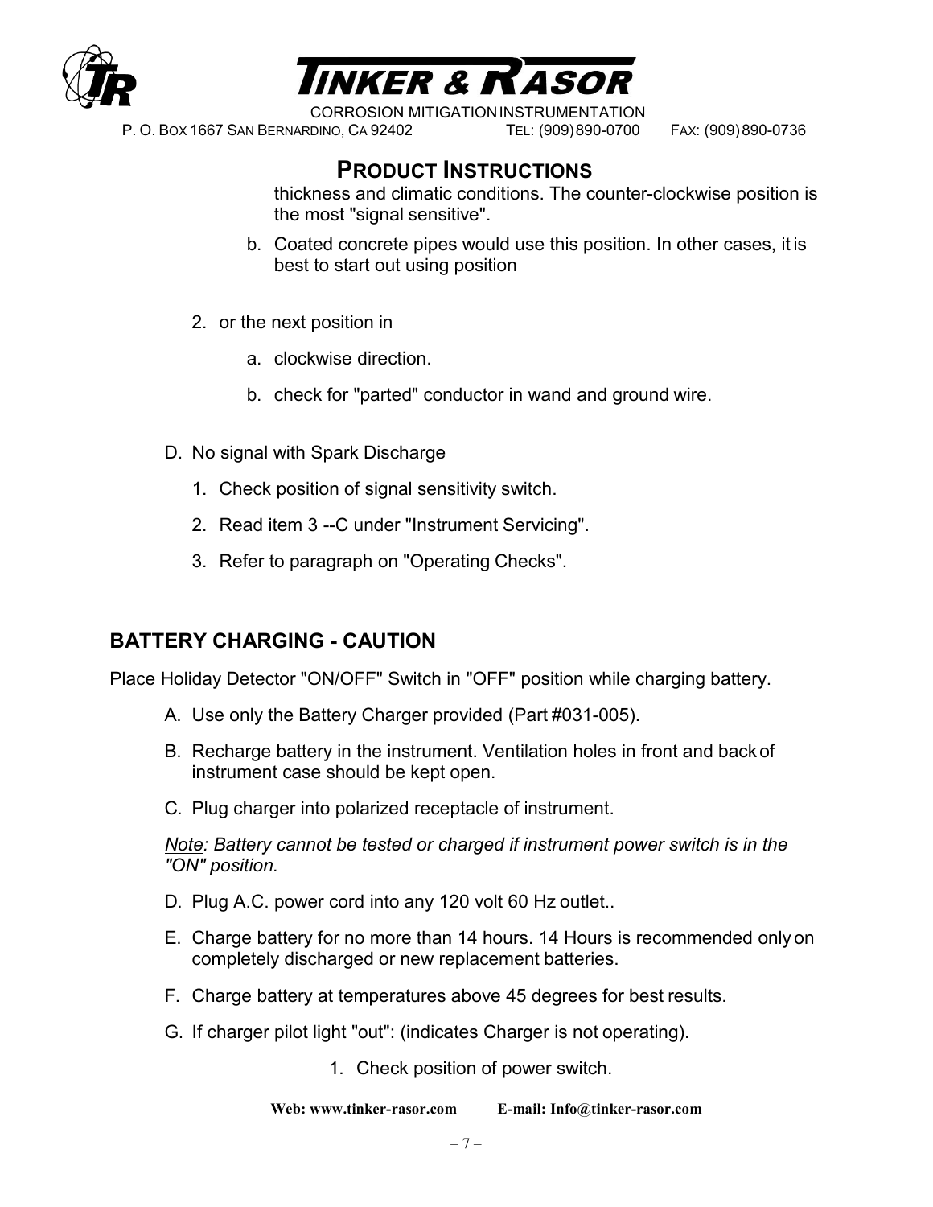## PRODUCT INSTRUCTIONS

thickness and climatic conditions. The counter-clockwise position is the most "signal sensitive".

b. Coated concrete pipes would use this position. In other cases, it is best to start out using position

2. or the next position in

    a. clockwise direction.

    b. check for "parted" conductor in wand and ground wire.

D. No signal with Spark Discharge

1. Check position of signal sensitivity switch.
2. Read item 3 --C under "Instrument Servicing".
3. Refer to paragraph on "Operating Checks".

## BATTERY CHARGING - CAUTION

Place Holiday Detector "ON/OFF" Switch in "OFF" position while charging battery.

A. Use only the Battery Charger provided (Part #031-005).

B. Recharge battery in the instrument. Ventilation holes in front and back of instrument case should be kept open.

C. Plug charger into polarized receptacle of instrument.

*<u>Note</u>: Battery cannot be tested or charged if instrument power switch is in the "ON" position.*

D. Plug A.C. power cord into any 120 volt 60 Hz outlet..

E. Charge battery for no more than 14 hours. 14 Hours is recommended only on completely discharged or new replacement batteries.

F. Charge battery at temperatures above 45 degrees for best results.

G. If charger pilot light "out": (indicates Charger is not operating).

1. Check position of power switch.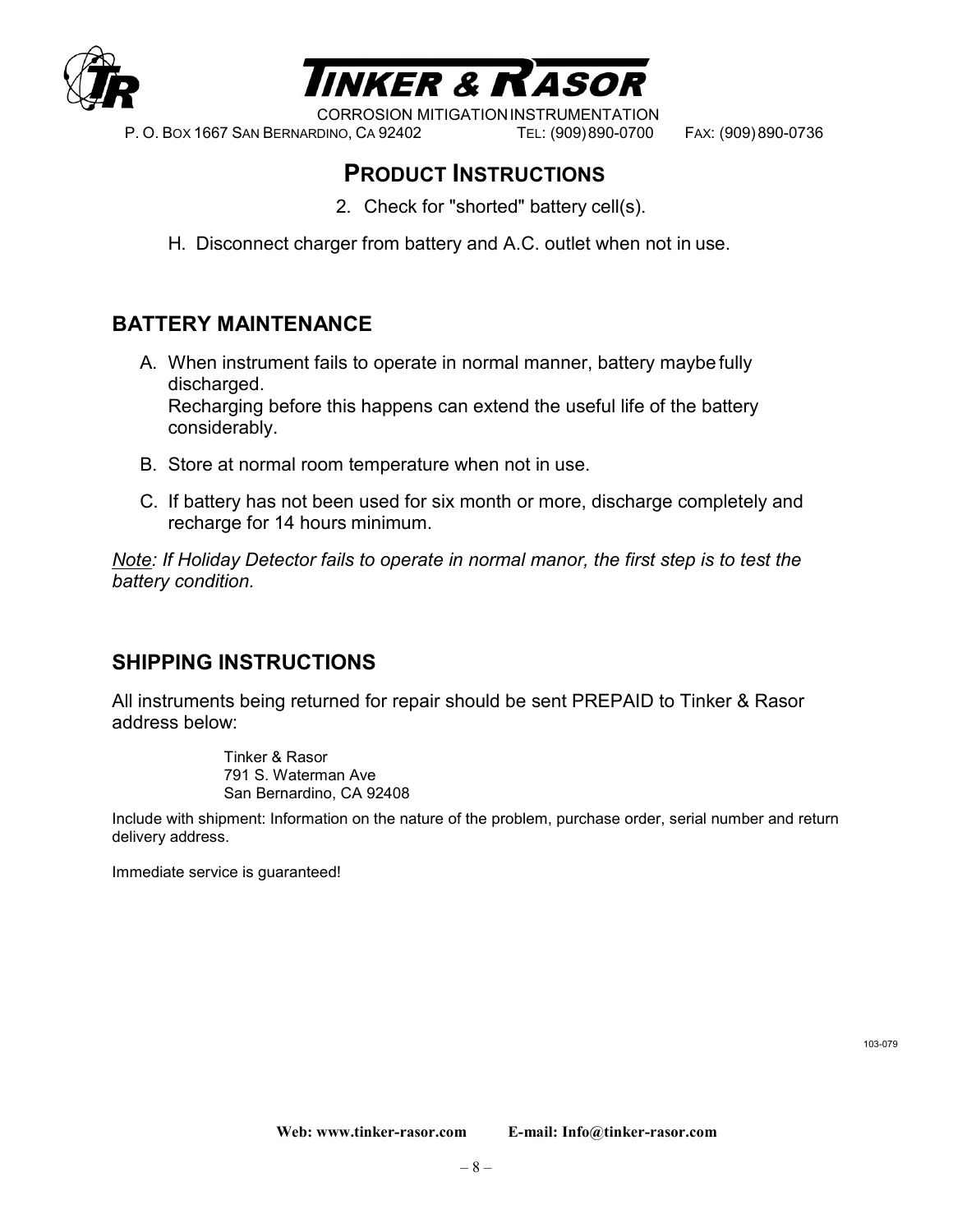## PRODUCT INSTRUCTIONS

2. Check for "shorted" battery cell(s).

H. Disconnect charger from battery and A.C. outlet when not in use.

## BATTERY MAINTENANCE

A. When instrument fails to operate in normal manner, battery maybe fully discharged.
   Recharging before this happens can extend the useful life of the battery considerably.

B. Store at normal room temperature when not in use.

C. If battery has not been used for six month or more, discharge completely and recharge for 14 hours minimum.

*Note: If Holiday Detector fails to operate in normal manor, the first step is to test the battery condition.*

## SHIPPING INSTRUCTIONS

All instruments being returned for repair should be sent PREPAID to Tinker & Rasor address below:

Tinker & Rasor
791 S. Waterman Ave
San Bernardino, CA 92408

Include with shipment: Information on the nature of the problem, purchase order, serial number and return delivery address.

Immediate service is guaranteed!

103-079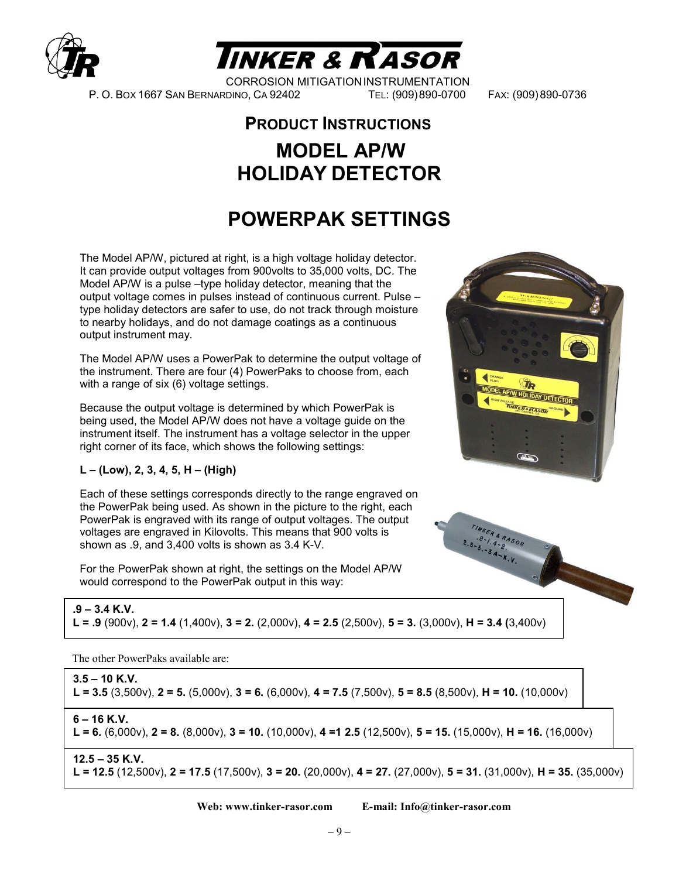# TINKER & RASOR

CORROSION MITIGATION INSTRUMENTATION

P. O. BOX 1667 SAN BERNARDINO, CA 92402 TEL: (909) 890-0700 FAX: (909) 890-0736

## PRODUCT INSTRUCTIONS

# MODEL AP/W HOLIDAY DETECTOR

# POWERPAK SETTINGS

The Model AP/W, pictured at right, is a high voltage holiday detector. It can provide output voltages from 900volts to 35,000 volts, DC. The Model AP/W is a pulse –type holiday detector, meaning that the output voltage comes in pulses instead of continuous current. Pulse – type holiday detectors are safer to use, do not track through moisture to nearby holidays, and do not damage coatings as a continuous output instrument may.

The Model AP/W uses a PowerPak to determine the output voltage of the instrument. There are four (4) PowerPaks to choose from, each with a range of six (6) voltage settings.

Because the output voltage is determined by which PowerPak is being used, the Model AP/W does not have a voltage guide on the instrument itself. The instrument has a voltage selector in the upper right corner of its face, which shows the following settings:

**L – (Low), 2, 3, 4, 5, H – (High)**

Each of these settings corresponds directly to the range engraved on the PowerPak being used. As shown in the picture to the right, each PowerPak is engraved with its range of output voltages. The output voltages are engraved in Kilovolts. This means that 900 volts is shown as .9, and 3,400 volts is shown as 3.4 K-V.

For the PowerPak shown at right, the settings on the Model AP/W would correspond to the PowerPak output in this way:

**.9 – 3.4 K.V.**
**L = .9** (900v), **2 = 1.4** (1,400v), **3 = 2.** (2,000v), **4 = 2.5** (2,500v), **5 = 3.** (3,000v), **H = 3.4 (**3,400v)

The other PowerPaks available are:

**3.5 – 10 K.V.**
**L = 3.5** (3,500v), **2 = 5.** (5,000v), **3 = 6.** (6,000v), **4 = 7.5** (7,500v), **5 = 8.5** (8,500v), **H = 10.** (10,000v)

**6 – 16 K.V.**
**L = 6.** (6,000v), **2 = 8.** (8,000v), **3 = 10.** (10,000v), **4 =1 2.5** (12,500v), **5 = 15.** (15,000v), **H = 16.** (16,000v)

**12.5 – 35 K.V.**
**L = 12.5** (12,500v), **2 = 17.5** (17,500v), **3 = 20.** (20,000v), **4 = 27.** (27,000v), **5 = 31.** (31,000v), **H = 35.** (35,000v)

**Web: www.tinker-rasor.com E-mail: Info@tinker-rasor.com**